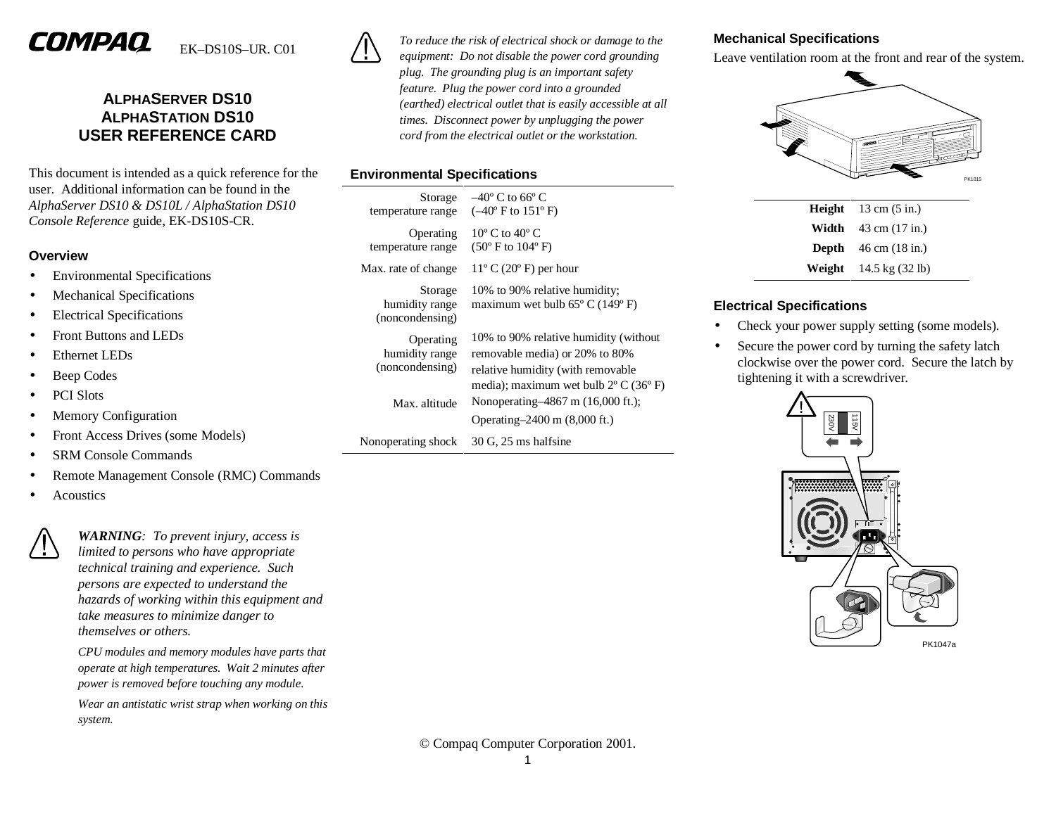COMPAQ EK–DS10S–UR. C01

# ALPHASERVER DS10
# ALPHASTATION DS10
# USER REFERENCE CARD

This document is intended as a quick reference for the user. Additional information can be found in the *AlphaServer DS10 & DS10L / AlphaStation DS10 Console Reference* guide, EK-DS10S-CR.

## Overview

- Environmental Specifications
- Mechanical Specifications
- Electrical Specifications
- Front Buttons and LEDs
- Ethernet LEDs
- Beep Codes
- PCI Slots
- Memory Configuration
- Front Access Drives (some Models)
- SRM Console Commands
- Remote Management Console (RMC) Commands
- Acoustics

***WARNING**: To prevent injury, access is limited to persons who have appropriate technical training and experience. Such persons are expected to understand the hazards of working within this equipment and take measures to minimize danger to themselves or others.*

*CPU modules and memory modules have parts that operate at high temperatures. Wait 2 minutes after power is removed before touching any module.*

*Wear an antistatic wrist strap when working on this system.*

*To reduce the risk of electrical shock or damage to the equipment: Do not disable the power cord grounding plug. The grounding plug is an important safety feature. Plug the power cord into a grounded (earthed) electrical outlet that is easily accessible at all times. Disconnect power by unplugging the power cord from the electrical outlet or the workstation.*

## Environmental Specifications

| | |
|---|---|
| Storage temperature range | –40º C to 66º C (–40º F to 151º F) |
| Operating temperature range | 10º C to 40º C (50º F to 104º F) |
| Max. rate of change | 11º C (20º F) per hour |
| Storage humidity range (noncondensing) | 10% to 90% relative humidity; maximum wet bulb 65º C (149º F) |
| Operating humidity range (noncondensing) | 10% to 90% relative humidity (without removable media) or 20% to 80% relative humidity (with removable media); maximum wet bulb 2º C (36º F) |
| Max. altitude | Nonoperating–4867 m (16,000 ft.); Operating–2400 m (8,000 ft.) |
| Nonoperating shock | 30 G, 25 ms halfsine |

## Mechanical Specifications

Leave ventilation room at the front and rear of the system.

PK1015

| | |
|---|---|
| **Height** | 13 cm (5 in.) |
| **Width** | 43 cm (17 in.) |
| **Depth** | 46 cm (18 in.) |
| **Weight** | 14.5 kg (32 lb) |

## Electrical Specifications

- Check your power supply setting (some models).
- Secure the power cord by turning the safety latch clockwise over the power cord. Secure the latch by tightening it with a screwdriver.

230V 115V

PK1047a

© Compaq Computer Corporation 2001.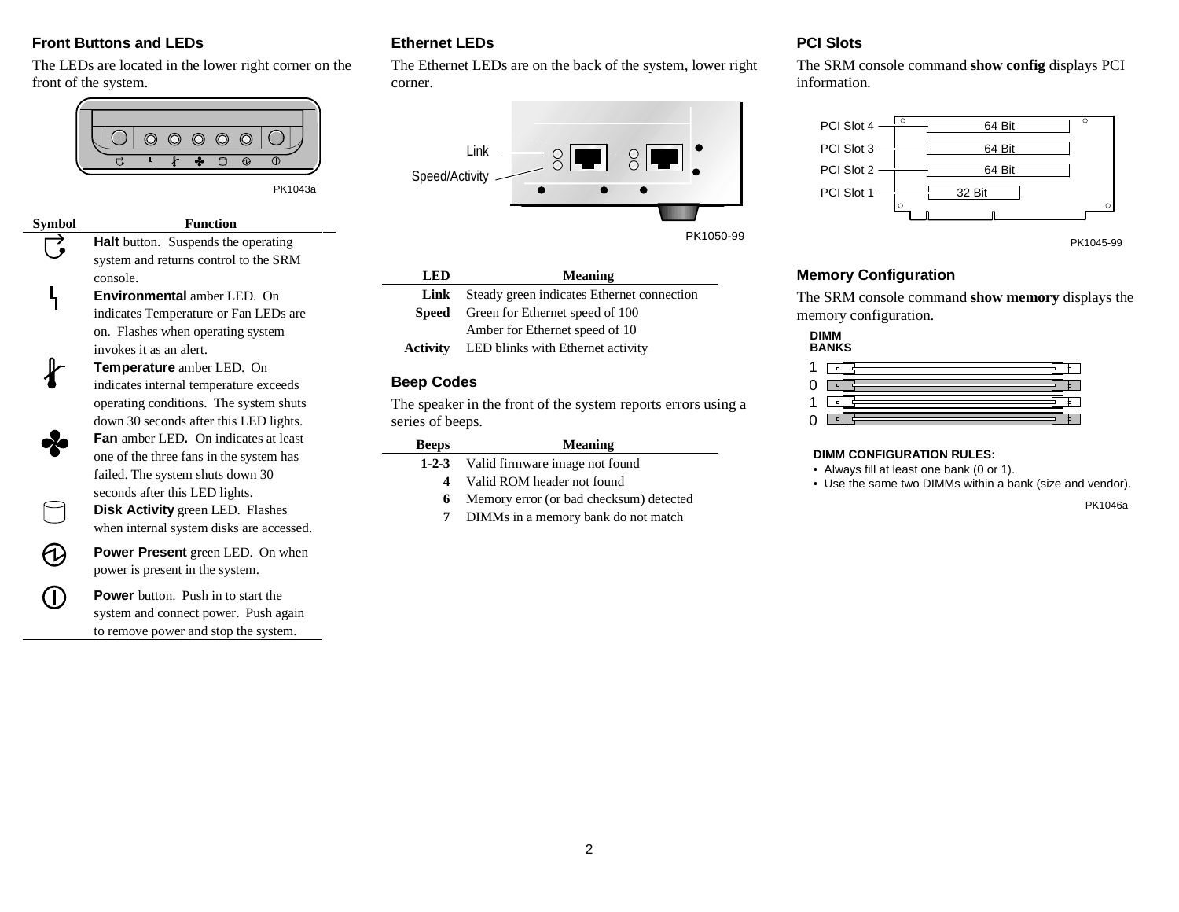## Front Buttons and LEDs

The LEDs are located in the lower right corner on the front of the system.

PK1043a

| Symbol | Function |
|---|---|
| | **Halt** button. Suspends the operating system and returns control to the SRM console. |
| | **Environmental** amber LED. On indicates Temperature or Fan LEDs are on. Flashes when operating system invokes it as an alert. |
| | **Temperature** amber LED. On indicates internal temperature exceeds operating conditions. The system shuts down 30 seconds after this LED lights. |
| | **Fan** amber LED**.** On indicates at least one of the three fans in the system has failed. The system shuts down 30 seconds after this LED lights. |
| | **Disk Activity** green LED. Flashes when internal system disks are accessed. |
| | **Power Present** green LED. On when power is present in the system. |
| | **Power** button. Push in to start the system and connect power. Push again to remove power and stop the system. |

## Ethernet LEDs

The Ethernet LEDs are on the back of the system, lower right corner.

Link

Speed/Activity

PK1050-99

| LED | Meaning |
|---|---|
| **Link** | Steady green indicates Ethernet connection |
| **Speed** | Green for Ethernet speed of 100 |
| | Amber for Ethernet speed of 10 |
| **Activity** | LED blinks with Ethernet activity |

## Beep Codes

The speaker in the front of the system reports errors using a series of beeps.

| Beeps | Meaning |
|---|---|
| **1-2-3** | Valid firmware image not found |
| **4** | Valid ROM header not found |
| **6** | Memory error (or bad checksum) detected |
| **7** | DIMMs in a memory bank do not match |

## PCI Slots

The SRM console command **show config** displays PCI information.

PCI Slot 4 — 64 Bit
PCI Slot 3 — 64 Bit
PCI Slot 2 — 64 Bit
PCI Slot 1 — 32 Bit

PK1045-99

## Memory Configuration

The SRM console command **show memory** displays the memory configuration.

**DIMM BANKS**

1
0
1
0

**DIMM CONFIGURATION RULES:**

- Always fill at least one bank (0 or 1).
- Use the same two DIMMs within a bank (size and vendor).

PK1046a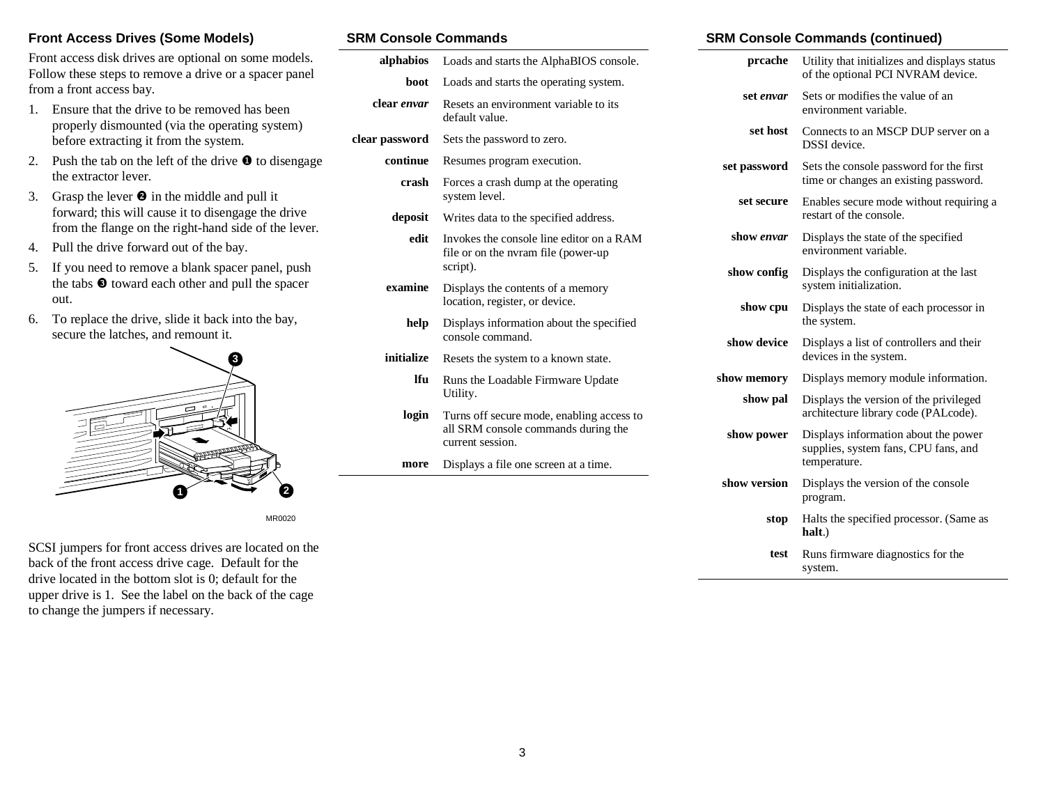### Front Access Drives (Some Models)

Front access disk drives are optional on some models. Follow these steps to remove a drive or a spacer panel from a front access bay.

1. Ensure that the drive to be removed has been properly dismounted (via the operating system) before extracting it from the system.
2. Push the tab on the left of the drive ❶ to disengage the extractor lever.
3. Grasp the lever ❷ in the middle and pull it forward; this will cause it to disengage the drive from the flange on the right-hand side of the lever.
4. Pull the drive forward out of the bay.
5. If you need to remove a blank spacer panel, push the tabs ❸ toward each other and pull the spacer out.
6. To replace the drive, slide it back into the bay, secure the latches, and remount it.

MR0020

SCSI jumpers for front access drives are located on the back of the front access drive cage. Default for the drive located in the bottom slot is 0; default for the upper drive is 1. See the label on the back of the cage to change the jumpers if necessary.

### SRM Console Commands

| Command | Description |
|---|---|
| **alphabios** | Loads and starts the AlphaBIOS console. |
| **boot** | Loads and starts the operating system. |
| **clear** *envar* | Resets an environment variable to its default value. |
| **clear password** | Sets the password to zero. |
| **continue** | Resumes program execution. |
| **crash** | Forces a crash dump at the operating system level. |
| **deposit** | Writes data to the specified address. |
| **edit** | Invokes the console line editor on a RAM file or on the nvram file (power-up script). |
| **examine** | Displays the contents of a memory location, register, or device. |
| **help** | Displays information about the specified console command. |
| **initialize** | Resets the system to a known state. |
| **lfu** | Runs the Loadable Firmware Update Utility. |
| **login** | Turns off secure mode, enabling access to all SRM console commands during the current session. |
| **more** | Displays a file one screen at a time. |

### SRM Console Commands (continued)

| Command | Description |
|---|---|
| **prcache** | Utility that initializes and displays status of the optional PCI NVRAM device. |
| **set** *envar* | Sets or modifies the value of an environment variable. |
| **set host** | Connects to an MSCP DUP server on a DSSI device. |
| **set password** | Sets the console password for the first time or changes an existing password. |
| **set secure** | Enables secure mode without requiring a restart of the console. |
| **show** *envar* | Displays the state of the specified environment variable. |
| **show config** | Displays the configuration at the last system initialization. |
| **show cpu** | Displays the state of each processor in the system. |
| **show device** | Displays a list of controllers and their devices in the system. |
| **show memory** | Displays memory module information. |
| **show pal** | Displays the version of the privileged architecture library code (PALcode). |
| **show power** | Displays information about the power supplies, system fans, CPU fans, and temperature. |
| **show version** | Displays the version of the console program. |
| **stop** | Halts the specified processor. (Same as **halt**.) |
| **test** | Runs firmware diagnostics for the system. |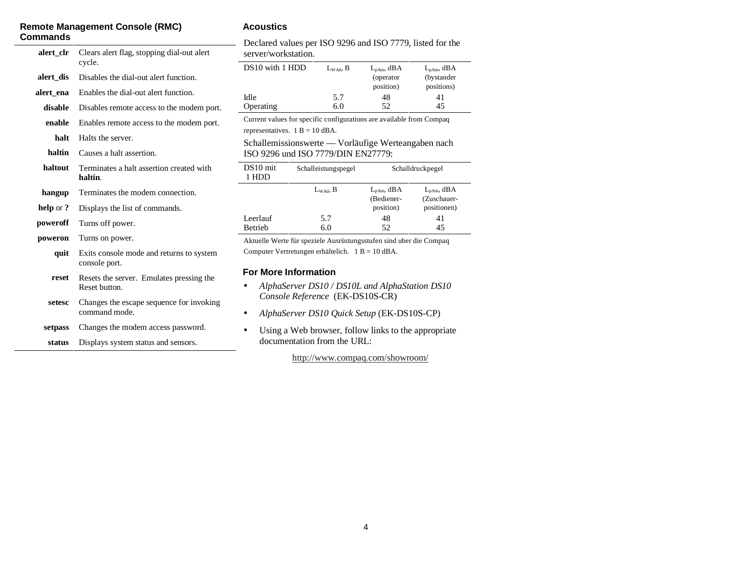## Remote Management Console (RMC) Commands

| | |
|---|---|
| **alert_clr** | Clears alert flag, stopping dial-out alert cycle. |
| **alert_dis** | Disables the dial-out alert function. |
| **alert_ena** | Enables the dial-out alert function. |
| **disable** | Disables remote access to the modem port. |
| **enable** | Enables remote access to the modem port. |
| **halt** | Halts the server. |
| **haltin** | Causes a halt assertion. |
| **haltout** | Terminates a halt assertion created with **haltin**. |
| **hangup** | Terminates the modem connection. |
| **help** or **?** | Displays the list of commands. |
| **poweroff** | Turns off power. |
| **poweron** | Turns on power. |
| **quit** | Exits console mode and returns to system console port. |
| **reset** | Resets the server. Emulates pressing the Reset button. |
| **setesc** | Changes the escape sequence for invoking command mode. |
| **setpass** | Changes the modem access password. |
| **status** | Displays system status and sensors. |

## Acoustics

Declared values per ISO 9296 and ISO 7779, listed for the server/workstation.

| DS10 with 1 HDD | $L_{WAd}$, B | $L_{pAm}$, dBA (operator position) | $L_{pAm}$, dBA (bystander positions) |
|---|---|---|---|
| Idle | 5.7 | 48 | 41 |
| Operating | 6.0 | 52 | 45 |

Current values for specific configurations are available from Compaq representatives. 1 B = 10 dBA.

Schallemissionswerte — Vorläufige Werteangaben nach ISO 9296 und ISO 7779/DIN EN27779:

| DS10 mit 1 HDD | Schalleistungspegel | Schalldruckpegel | |
|---|---|---|---|
| | $L_{WAd}$, B | $L_{pAm}$, dBA (Bediener-position) | $L_{pAm}$, dBA (Zuschauer-positionen) |
| Leerlauf | 5.7 | 48 | 41 |
| Betrieb | 6.0 | 52 | 45 |

Aktuelle Werte für speziele Ausrüstungsstufen sind uber die Compaq Computer Vertretungen erhältelich. 1 B = 10 dBA.

## For More Information

- *AlphaServer DS10 / DS10L and AlphaStation DS10 Console Reference* (EK-DS10S-CR)
- *AlphaServer DS10 Quick Setup* (EK-DS10S-CP)
- Using a Web browser, follow links to the appropriate documentation from the URL:

  http://www.compaq.com/showroom/